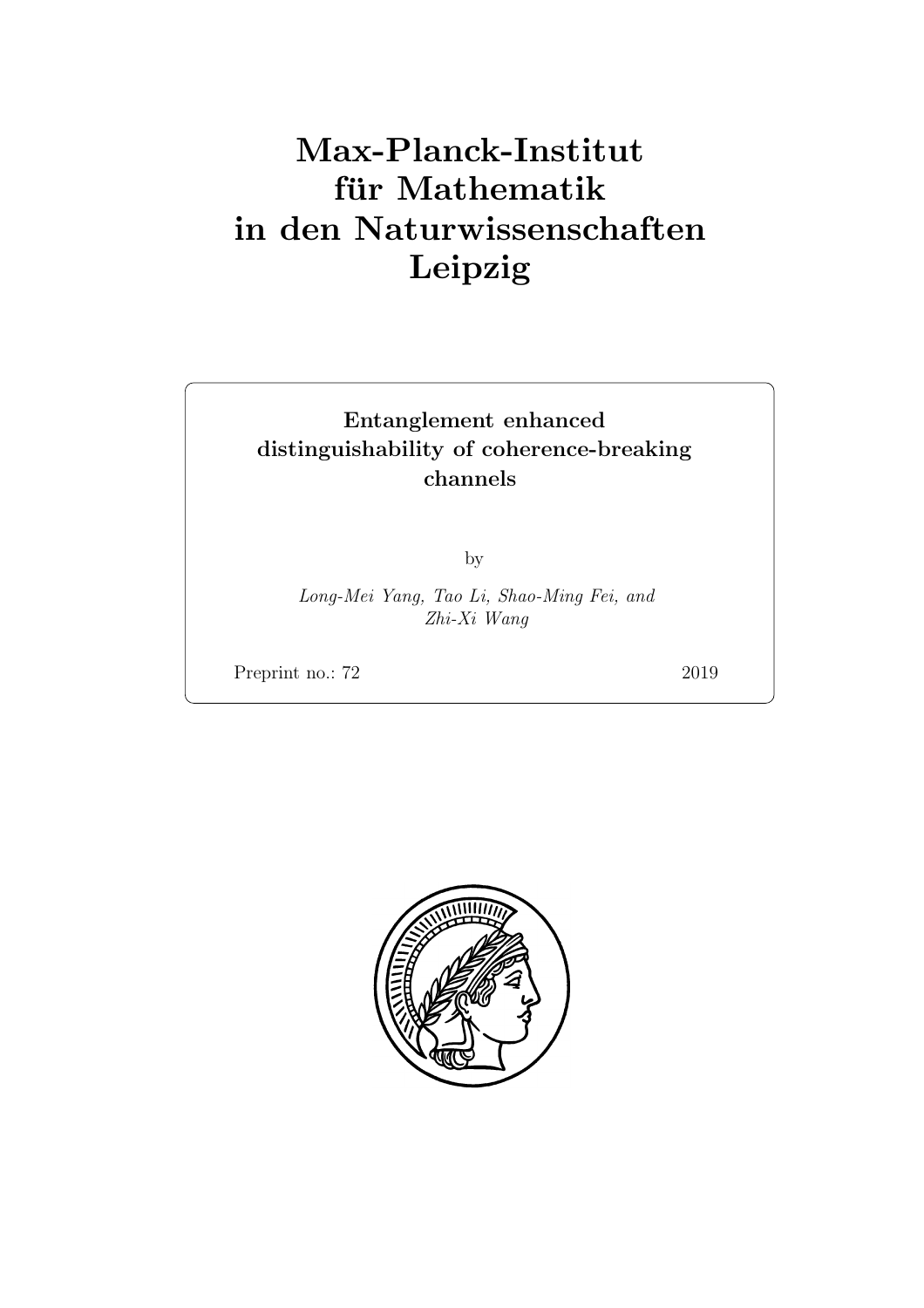# Max-Planck-Institut für Mathematik in den Naturwissenschaften Leipzig

**Entanglement enhanced distinguishability of coherence-breaking channels**

by

*Long-Mei Yang, Tao Li, Shao-Ming Fei, and Zhi-Xi Wang*

Preprint no.: 72 2019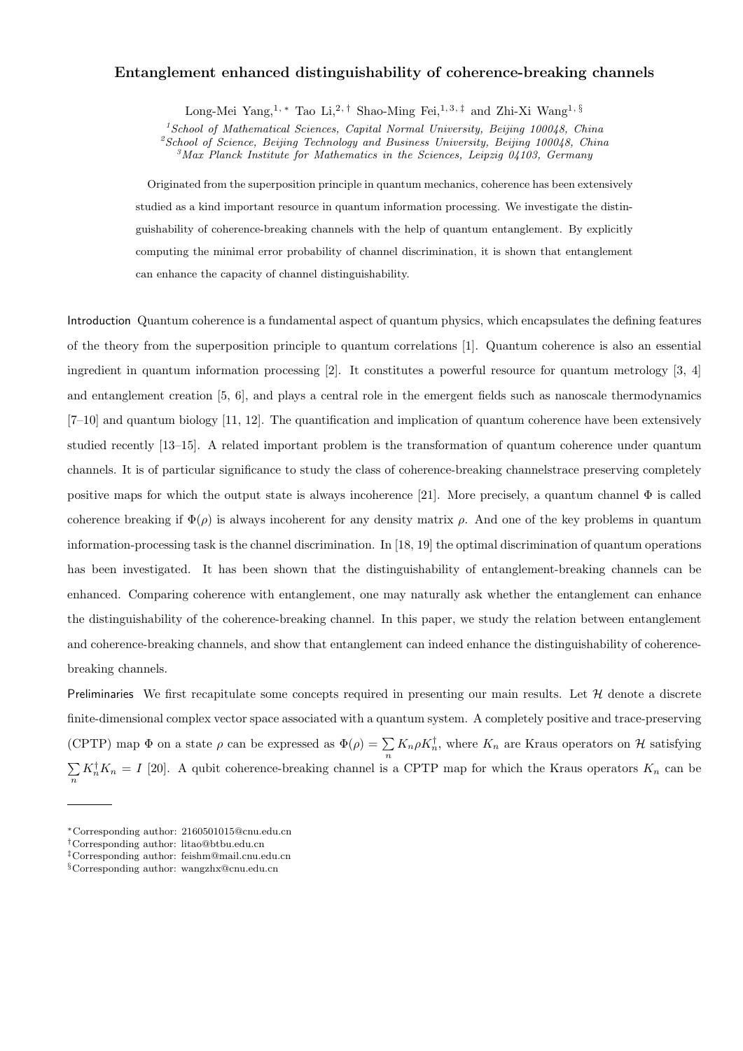# Entanglement enhanced distinguishability of coherence-breaking channels

Long-Mei Yang,[1, *] Tao Li,[2, †] Shao-Ming Fei,[1, 3, ‡] and Zhi-Xi Wang[1, §]

[1]*School of Mathematical Sciences, Capital Normal University, Beijing 100048, China*
[2]*School of Science, Beijing Technology and Business University, Beijing 100048, China*
[3]*Max Planck Institute for Mathematics in the Sciences, Leipzig 04103, Germany*

Originated from the superposition principle in quantum mechanics, coherence has been extensively studied as a kind important resource in quantum information processing. We investigate the distinguishability of coherence-breaking channels with the help of quantum entanglement. By explicitly computing the minimal error probability of channel discrimination, it is shown that entanglement can enhance the capacity of channel distinguishability.

Introduction Quantum coherence is a fundamental aspect of quantum physics, which encapsulates the defining features of the theory from the superposition principle to quantum correlations [1]. Quantum coherence is also an essential ingredient in quantum information processing [2]. It constitutes a powerful resource for quantum metrology [3, 4] and entanglement creation [5, 6], and plays a central role in the emergent fields such as nanoscale thermodynamics [7–10] and quantum biology [11, 12]. The quantification and implication of quantum coherence have been extensively studied recently [13–15]. A related important problem is the transformation of quantum coherence under quantum channels. It is of particular significance to study the class of coherence-breaking channelstrace preserving completely positive maps for which the output state is always incoherence [21]. More precisely, a quantum channel $\Phi$ is called coherence breaking if $\Phi(\rho)$ is always incoherent for any density matrix $\rho$. And one of the key problems in quantum information-processing task is the channel discrimination. In [18, 19] the optimal discrimination of quantum operations has been investigated. It has been shown that the distinguishability of entanglement-breaking channels can be enhanced. Comparing coherence with entanglement, one may naturally ask whether the entanglement can enhance the distinguishability of the coherence-breaking channel. In this paper, we study the relation between entanglement and coherence-breaking channels, and show that entanglement can indeed enhance the distinguishability of coherence-breaking channels.

Preliminaries We first recapitulate some concepts required in presenting our main results. Let $\mathcal{H}$ denote a discrete finite-dimensional complex vector space associated with a quantum system. A completely positive and trace-preserving (CPTP) map $\Phi$ on a state $\rho$ can be expressed as $\Phi(\rho) = \sum_n K_n \rho K_n^\dagger$, where $K_n$ are Kraus operators on $\mathcal{H}$ satisfying $\sum_n K_n^\dagger K_n = I$ [20]. A qubit coherence-breaking channel is a CPTP map for which the Kraus operators $K_n$ can be

---

*Corresponding author: 2160501015@cnu.edu.cn
†Corresponding author: litao@btbu.edu.cn
‡Corresponding author: feishm@mail.cnu.edu.cn
§Corresponding author: wangzhx@cnu.edu.cn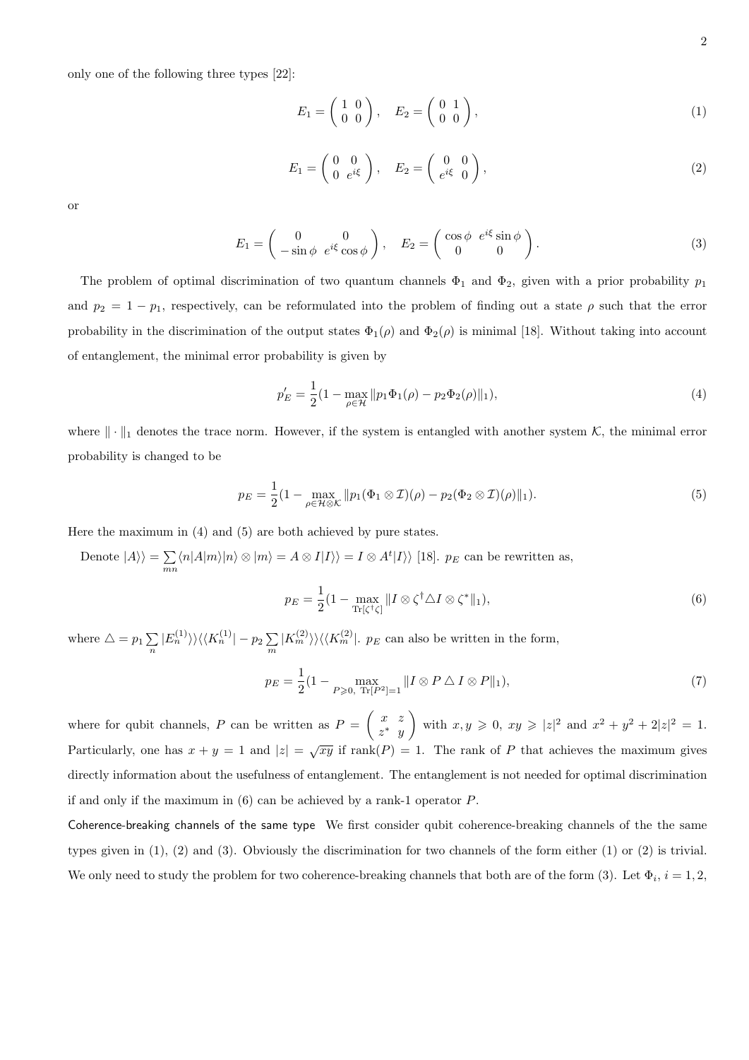only one of the following three types [22]:

$$E_1 = \begin{pmatrix} 1 & 0 \\ 0 & 0 \end{pmatrix}, \quad E_2 = \begin{pmatrix} 0 & 1 \\ 0 & 0 \end{pmatrix}, \tag{1}$$

$$E_1 = \begin{pmatrix} 0 & 0 \\ 0 & e^{i\xi} \end{pmatrix}, \quad E_2 = \begin{pmatrix} 0 & 0 \\ e^{i\xi} & 0 \end{pmatrix}, \tag{2}$$

or

$$E_1 = \begin{pmatrix} 0 & 0 \\ -\sin\phi & e^{i\xi}\cos\phi \end{pmatrix}, \quad E_2 = \begin{pmatrix} \cos\phi & e^{i\xi}\sin\phi \\ 0 & 0 \end{pmatrix}. \tag{3}$$

The problem of optimal discrimination of two quantum channels $\Phi_1$ and $\Phi_2$, given with a prior probability $p_1$ and $p_2 = 1 - p_1$, respectively, can be reformulated into the problem of finding out a state $\rho$ such that the error probability in the discrimination of the output states $\Phi_1(\rho)$ and $\Phi_2(\rho)$ is minimal [18]. Without taking into account of entanglement, the minimal error probability is given by

$$p_E^{'} = \frac{1}{2}(1 - \max_{\rho\in\mathcal{H}} \|p_1\Phi_1(\rho) - p_2\Phi_2(\rho)\|_1), \tag{4}$$

where $\|\cdot\|_1$ denotes the trace norm. However, if the system is entangled with another system $\mathcal{K}$, the minimal error probability is changed to be

$$p_E = \frac{1}{2}(1 - \max_{\rho\in\mathcal{H}\otimes\mathcal{K}} \|p_1(\Phi_1\otimes\mathcal{I})(\rho) - p_2(\Phi_2\otimes\mathcal{I})(\rho)\|_1). \tag{5}$$

Here the maximum in (4) and (5) are both achieved by pure states.

Denote $|A\rangle\rangle = \sum_{mn}\langle n|A|m\rangle|n\rangle\otimes|m\rangle = A\otimes I|I\rangle\rangle = I\otimes A^t|I\rangle\rangle$ [18]. $p_E$ can be rewritten as,

$$p_E = \frac{1}{2}(1 - \max_{\mathrm{Tr}[\zeta^\dagger\zeta]} \|I\otimes\zeta^\dagger\triangle I\otimes\zeta^*\|_1), \tag{6}$$

where $\triangle = p_1\sum_n |E_n^{(1)}\rangle\rangle\langle\langle K_n^{(1)}| - p_2\sum_m |K_m^{(2)}\rangle\rangle\langle\langle K_m^{(2)}|$. $p_E$ can also be written in the form,

$$p_E = \frac{1}{2}(1 - \max_{P\geqslant 0,\ \mathrm{Tr}[P^2]=1} \|I\otimes P\triangle I\otimes P\|_1), \tag{7}$$

where for qubit channels, $P$ can be written as $P = \begin{pmatrix} x & z \\ z^* & y \end{pmatrix}$ with $x, y \geqslant 0$, $xy \geqslant |z|^2$ and $x^2 + y^2 + 2|z|^2 = 1$. Particularly, one has $x + y = 1$ and $|z| = \sqrt{xy}$ if $\mathrm{rank}(P) = 1$. The rank of $P$ that achieves the maximum gives directly information about the usefulness of entanglement. The entanglement is not needed for optimal discrimination if and only if the maximum in (6) can be achieved by a rank-1 operator $P$.

Coherence-breaking channels of the same type We first consider qubit coherence-breaking channels of the the same types given in (1), (2) and (3). Obviously the discrimination for two channels of the form either (1) or (2) is trivial. We only need to study the problem for two coherence-breaking channels that both are of the form (3). Let $\Phi_i$, $i = 1, 2$,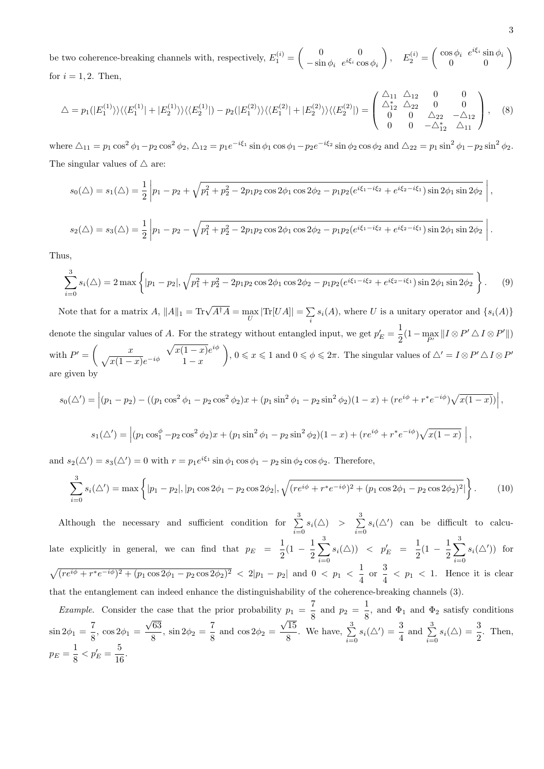be two coherence-breaking channels with, respectively, $E_1^{(i)} = \begin{pmatrix} 0 & 0 \\ -\sin\phi_i & e^{i\xi_i}\cos\phi_i \end{pmatrix}$, $E_2^{(i)} = \begin{pmatrix} \cos\phi_i & e^{i\xi_i}\sin\phi_i \\ 0 & 0 \end{pmatrix}$ for $i = 1, 2$. Then,

$$\triangle = p_1(|E_1^{(1)}\rangle\rangle\langle\langle E_1^{(1)}| + |E_2^{(1)}\rangle\rangle\langle\langle E_2^{(1)}|) - p_2(|E_1^{(2)}\rangle\rangle\langle\langle E_1^{(2)}| + |E_2^{(2)}\rangle\rangle\langle\langle E_2^{(2)}|) = \begin{pmatrix} \triangle_{11} & \triangle_{12} & 0 & 0 \\ \triangle_{12}^* & \triangle_{22} & 0 & 0 \\ 0 & 0 & \triangle_{22} & -\triangle_{12} \\ 0 & 0 & -\triangle_{12}^* & \triangle_{11} \end{pmatrix}, \quad (8)$$

where $\triangle_{11} = p_1\cos^2\phi_1 - p_2\cos^2\phi_2$, $\triangle_{12} = p_1 e^{-i\xi_1}\sin\phi_1\cos\phi_1 - p_2 e^{-i\xi_2}\sin\phi_2\cos\phi_2$ and $\triangle_{22} = p_1\sin^2\phi_1 - p_2\sin^2\phi_2$. The singular values of $\triangle$ are:

$$s_0(\triangle) = s_1(\triangle) = \frac{1}{2}\left| p_1 - p_2 + \sqrt{p_1^2 + p_2^2 - 2p_1p_2\cos 2\phi_1\cos 2\phi_2 - p_1p_2(e^{i\xi_1 - i\xi_2} + e^{i\xi_2 - i\xi_1})\sin 2\phi_1\sin 2\phi_2}\ \right|,$$

$$s_2(\triangle) = s_3(\triangle) = \frac{1}{2}\left| p_1 - p_2 - \sqrt{p_1^2 + p_2^2 - 2p_1p_2\cos 2\phi_1\cos 2\phi_2 - p_1p_2(e^{i\xi_1 - i\xi_2} + e^{i\xi_2 - i\xi_1})\sin 2\phi_1\sin 2\phi_2}\ \right|.$$

Thus,

$$\sum_{i=0}^{3} s_i(\triangle) = 2\max\left\{ |p_1 - p_2|, \sqrt{p_1^2 + p_2^2 - 2p_1p_2\cos 2\phi_1\cos 2\phi_2 - p_1p_2(e^{i\xi_1 - i\xi_2} + e^{i\xi_2 - i\xi_1})\sin 2\phi_1\sin 2\phi_2}\ \right\}. \quad (9)$$

Note that for a matrix $A$, $\|A\|_1 = \mathrm{Tr}\sqrt{A^\dagger A} = \max_U |\mathrm{Tr}[UA]| = \sum_i s_i(A)$, where $U$ is a unitary operator and $\{s_i(A)\}$ denote the singular values of $A$. For the strategy without entangled input, we get $p_E' = \frac{1}{2}(1 - \max_{P'} \|I \otimes P' \triangle I \otimes P'\|)$ with $P' = \begin{pmatrix} x & \sqrt{x(1-x)}e^{i\phi} \\ \sqrt{x(1-x)}e^{-i\phi} & 1-x \end{pmatrix}$, $0 \leqslant x \leqslant 1$ and $0 \leqslant \phi \leqslant 2\pi$. The singular values of $\triangle' = I \otimes P' \triangle I \otimes P'$ are given by

$$s_0(\triangle') = \left|(p_1 - p_2) - ((p_1\cos^2\phi_1 - p_2\cos^2\phi_2)x + (p_1\sin^2\phi_1 - p_2\sin^2\phi_2)(1-x) + (re^{i\phi} + r^*e^{-i\phi})\sqrt{x(1-x)})\right|,$$

$$s_1(\triangle') = \left|(p_1\cos_1^{\phi} - p_2\cos^2\phi_2)x + (p_1\sin^2\phi_1 - p_2\sin^2\phi_2)(1-x) + (re^{i\phi} + r^*e^{-i\phi})\sqrt{x(1-x)}\ \right|,$$

and $s_2(\triangle') = s_3(\triangle') = 0$ with $r = p_1 e^{i\xi_1}\sin\phi_1\cos\phi_1 - p_2\sin\phi_2\cos\phi_2$. Therefore,

$$\sum_{i=0}^{3} s_i(\triangle') = \max\left\{ |p_1 - p_2|, |p_1\cos 2\phi_1 - p_2\cos 2\phi_2|, \sqrt{(re^{i\phi} + r^*e^{-i\phi})^2 + (p_1\cos 2\phi_1 - p_2\cos 2\phi_2)^2}| \right\}. \quad (10)$$

Although the necessary and sufficient condition for $\sum_{i=0}^{3} s_i(\triangle) > \sum_{i=0}^{3} s_i(\triangle')$ can be difficult to calculate explicitly in general, we can find that $p_E = \frac{1}{2}(1 - \frac{1}{2}\sum_{i=0}^{3} s_i(\triangle)) < p_E' = \frac{1}{2}(1 - \frac{1}{2}\sum_{i=0}^{3} s_i(\triangle'))$ for $\sqrt{(re^{i\phi} + r^*e^{-i\phi})^2 + (p_1\cos 2\phi_1 - p_2\cos 2\phi_2)^2} < 2|p_1 - p_2|$ and $0 < p_1 < \frac{1}{4}$ or $\frac{3}{4} < p_1 < 1$. Hence it is clear that the entanglement can indeed enhance the distinguishability of the coherence-breaking channels (3).

*Example.* Consider the case that the prior probability $p_1 = \frac{7}{8}$ and $p_2 = \frac{1}{8}$, and $\Phi_1$ and $\Phi_2$ satisfy conditions $\sin 2\phi_1 = \frac{7}{8}$, $\cos 2\phi_1 = \frac{\sqrt{63}}{8}$, $\sin 2\phi_2 = \frac{7}{8}$ and $\cos 2\phi_2 = \frac{\sqrt{15}}{8}$. We have, $\sum_{i=0}^{3} s_i(\triangle') = \frac{3}{4}$ and $\sum_{i=0}^{3} s_i(\triangle) = \frac{3}{2}$. Then, $p_E = \frac{1}{8} < p_E' = \frac{5}{16}$.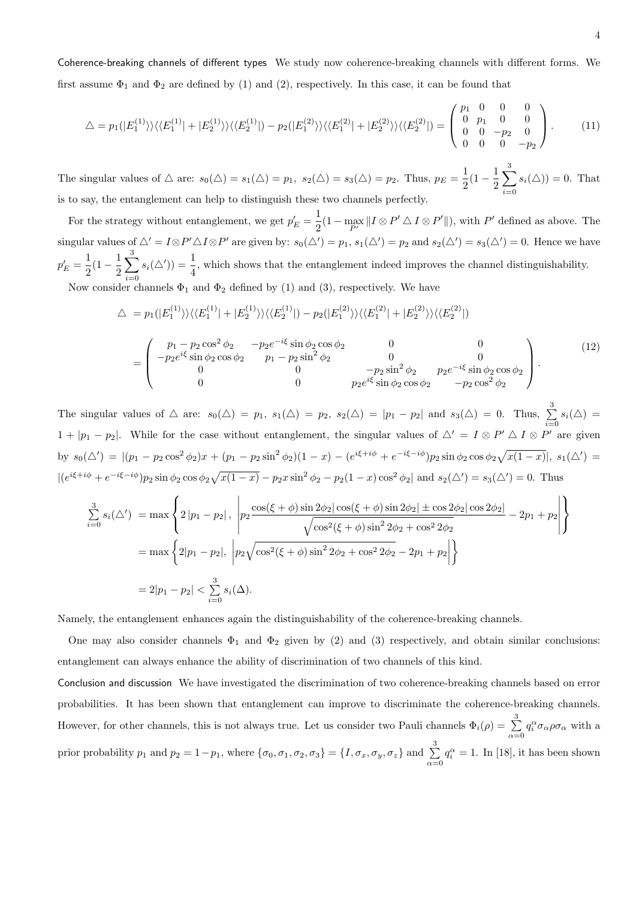**Coherence-breaking channels of different types** We study now coherence-breaking channels with different forms. We first assume $\Phi_1$ and $\Phi_2$ are defined by (1) and (2), respectively. In this case, it can be found that

$$\triangle = p_1(|E_1^{(1)}\rangle\rangle\langle\langle E_1^{(1)}| + |E_2^{(1)}\rangle\rangle\langle\langle E_2^{(1)}|) - p_2(|E_1^{(2)}\rangle\rangle\langle\langle E_1^{(2)}| + |E_2^{(2)}\rangle\rangle\langle\langle E_2^{(2)}|) = \begin{pmatrix} p_1 & 0 & 0 & 0 \\ 0 & p_1 & 0 & 0 \\ 0 & 0 & -p_2 & 0 \\ 0 & 0 & 0 & -p_2 \end{pmatrix}. \tag{11}$$

The singular values of $\triangle$ are: $s_0(\triangle) = s_1(\triangle) = p_1,\ s_2(\triangle) = s_3(\triangle) = p_2$. Thus, $p_E = \frac{1}{2}(1 - \frac{1}{2}\sum_{i=0}^{3} s_i(\triangle)) = 0$. That is to say, the entanglement can help to distinguish these two channels perfectly.

For the strategy without entanglement, we get $p'_E = \frac{1}{2}(1 - \max_{P'} \| I \otimes P' \triangle I \otimes P' \|)$, with $P'$ defined as above. The singular values of $\triangle' = I \otimes P' \triangle I \otimes P'$ are given by: $s_0(\triangle') = p_1$, $s_1(\triangle') = p_2$ and $s_2(\triangle') = s_3(\triangle') = 0$. Hence we have $p'_E = \frac{1}{2}(1 - \frac{1}{2}\sum_{i=0}^{3} s_i(\triangle')) = \frac{1}{4}$, which shows that the entanglement indeed improves the channel distinguishability.

Now consider channels $\Phi_1$ and $\Phi_2$ defined by (1) and (3), respectively. We have

$$\begin{aligned}
\triangle &= p_1(|E_1^{(1)}\rangle\rangle\langle\langle E_1^{(1)}| + |E_2^{(1)}\rangle\rangle\langle\langle E_2^{(1)}|) - p_2(|E_1^{(2)}\rangle\rangle\langle\langle E_1^{(2)}| + |E_2^{(2)}\rangle\rangle\langle\langle E_2^{(2)}|) \\
&= \begin{pmatrix} p_1 - p_2\cos^2\phi_2 & -p_2 e^{-i\xi}\sin\phi_2\cos\phi_2 & 0 & 0 \\ -p_2 e^{i\xi}\sin\phi_2\cos\phi_2 & p_1 - p_2\sin^2\phi_2 & 0 & 0 \\ 0 & 0 & -p_2\sin^2\phi_2 & p_2 e^{-i\xi}\sin\phi_2\cos\phi_2 \\ 0 & 0 & p_2 e^{i\xi}\sin\phi_2\cos\phi_2 & -p_2\cos^2\phi_2 \end{pmatrix}.
\end{aligned} \tag{12}$$

The singular values of $\triangle$ are: $s_0(\triangle) = p_1,\ s_1(\triangle) = p_2,\ s_2(\triangle) = |p_1 - p_2|$ and $s_3(\triangle) = 0$. Thus, $\sum_{i=0}^{3} s_i(\triangle) = 1 + |p_1 - p_2|$. While for the case without entanglement, the singular values of $\triangle' = I \otimes P' \triangle I \otimes P'$ are given by $s_0(\triangle') = |(p_1 - p_2\cos^2\phi_2)x + (p_1 - p_2\sin^2\phi_2)(1-x) - (e^{i\xi+i\phi} + e^{-i\xi-i\phi})p_2\sin\phi_2\cos\phi_2\sqrt{x(1-x)}|$, $s_1(\triangle') = |(e^{i\xi+i\phi} + e^{-i\xi-i\phi})p_2\sin\phi_2\cos\phi_2\sqrt{x(1-x)} - p_2 x\sin^2\phi_2 - p_2(1-x)\cos^2\phi_2|$ and $s_2(\triangle') = s_3(\triangle') = 0$. Thus

$$\begin{aligned}
\sum_{i=0}^{3} s_i(\triangle') &= \max\left\{2\,|p_1 - p_2|\,,\ \left| p_2 \frac{\cos(\xi+\phi)\sin 2\phi_2 |\cos(\xi+\phi)\sin 2\phi_2| \pm \cos 2\phi_2 |\cos 2\phi_2|}{\sqrt{\cos^2(\xi+\phi)\sin^2 2\phi_2 + \cos^2 2\phi_2}} - 2p_1 + p_2 \right| \right\} \\
&= \max\left\{2|p_1 - p_2|,\ \left| p_2\sqrt{\cos^2(\xi+\phi)\sin^2 2\phi_2 + \cos^2 2\phi_2} - 2p_1 + p_2 \right| \right\} \\
&= 2|p_1 - p_2| < \sum_{i=0}^{3} s_i(\Delta).
\end{aligned}$$

Namely, the entanglement enhances again the distinguishability of the coherence-breaking channels.

One may also consider channels $\Phi_1$ and $\Phi_2$ given by (2) and (3) respectively, and obtain similar conclusions: entanglement can always enhance the ability of discrimination of two channels of this kind.

**Conclusion and discussion** We have investigated the discrimination of two coherence-breaking channels based on error probabilities. It has been shown that entanglement can improve to discriminate the coherence-breaking channels. However, for other channels, this is not always true. Let us consider two Pauli channels $\Phi_i(\rho) = \sum_{\alpha=0}^{3} q_i^\alpha \sigma_\alpha \rho \sigma_\alpha$ with a prior probability $p_1$ and $p_2 = 1 - p_1$, where $\{\sigma_0, \sigma_1, \sigma_2, \sigma_3\} = \{I, \sigma_x, \sigma_y, \sigma_z\}$ and $\sum_{\alpha=0}^{3} q_i^\alpha = 1$. In [18], it has been shown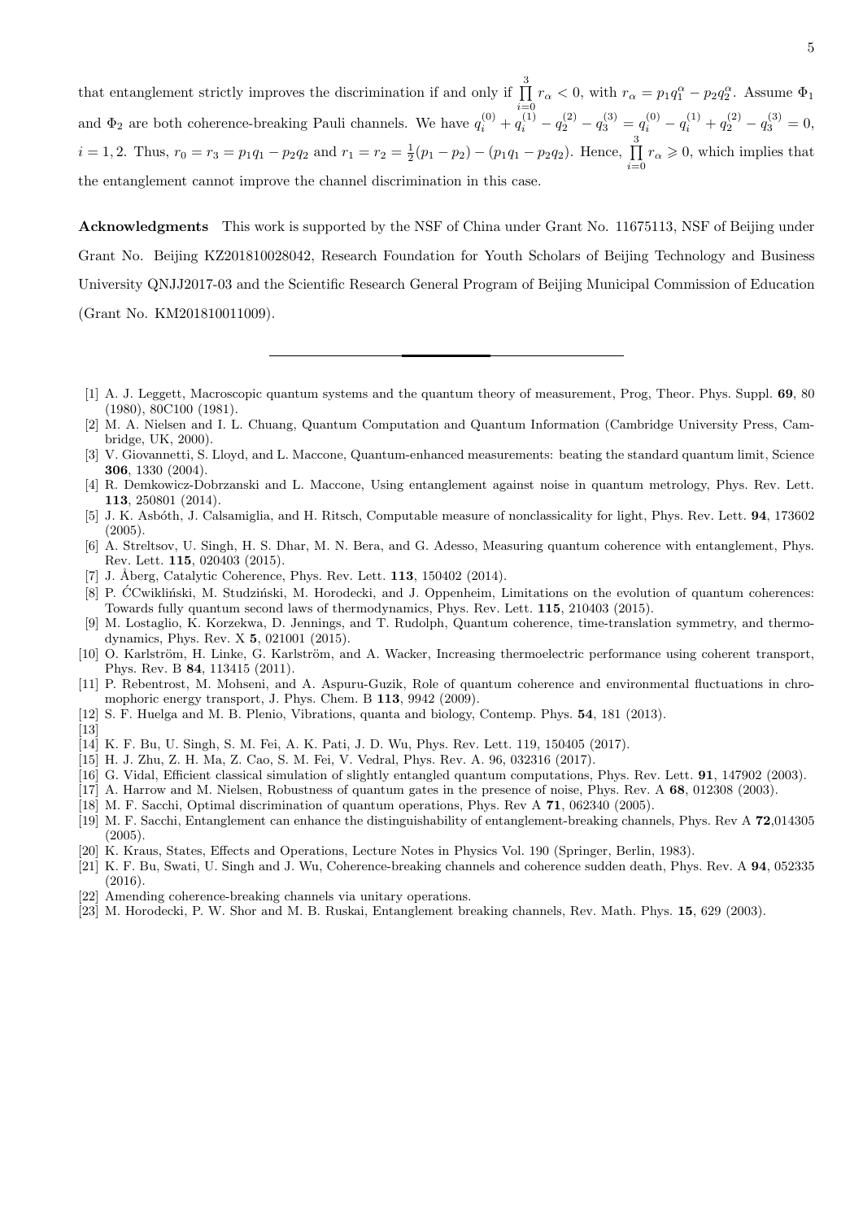that entanglement strictly improves the discrimination if and only if $\prod_{i=0}^{3} r_\alpha < 0$, with $r_\alpha = p_1 q_1^\alpha - p_2 q_2^\alpha$. Assume $\Phi_1$ and $\Phi_2$ are both coherence-breaking Pauli channels. We have $q_i^{(0)} + q_i^{(1)} - q_2^{(2)} - q_3^{(3)} = q_i^{(0)} - q_i^{(1)} + q_2^{(2)} - q_3^{(3)} = 0$, $i = 1, 2$. Thus, $r_0 = r_3 = p_1 q_1 - p_2 q_2$ and $r_1 = r_2 = \frac{1}{2}(p_1 - p_2) - (p_1 q_1 - p_2 q_2)$. Hence, $\prod_{i=0}^{3} r_\alpha \geqslant 0$, which implies that the entanglement cannot improve the channel discrimination in this case.

**Acknowledgments** This work is supported by the NSF of China under Grant No. 11675113, NSF of Beijing under Grant No. Beijing KZ201810028042, Research Foundation for Youth Scholars of Beijing Technology and Business University QNJJ2017-03 and the Scientific Research General Program of Beijing Municipal Commission of Education (Grant No. KM201810011009).

---

[1] A. J. Leggett, Macroscopic quantum systems and the quantum theory of measurement, Prog, Theor. Phys. Suppl. **69**, 80 (1980), 80C100 (1981).

[2] M. A. Nielsen and I. L. Chuang, Quantum Computation and Quantum Information (Cambridge University Press, Cambridge, UK, 2000).

[3] V. Giovannetti, S. Lloyd, and L. Maccone, Quantum-enhanced measurements: beating the standard quantum limit, Science **306**, 1330 (2004).

[4] R. Demkowicz-Dobrzanski and L. Maccone, Using entanglement against noise in quantum metrology, Phys. Rev. Lett. **113**, 250801 (2014).

[5] J. K. Asbóth, J. Calsamiglia, and H. Ritsch, Computable measure of nonclassicality for light, Phys. Rev. Lett. **94**, 173602 (2005).

[6] A. Streltsov, U. Singh, H. S. Dhar, M. N. Bera, and G. Adesso, Measuring quantum coherence with entanglement, Phys. Rev. Lett. **115**, 020403 (2015).

[7] J. Åberg, Catalytic Coherence, Phys. Rev. Lett. **113**, 150402 (2014).

[8] P. ĆCwikliński, M. Studziński, M. Horodecki, and J. Oppenheim, Limitations on the evolution of quantum coherences: Towards fully quantum second laws of thermodynamics, Phys. Rev. Lett. **115**, 210403 (2015).

[9] M. Lostaglio, K. Korzekwa, D. Jennings, and T. Rudolph, Quantum coherence, time-translation symmetry, and thermodynamics, Phys. Rev. X **5**, 021001 (2015).

[10] O. Karlström, H. Linke, G. Karlström, and A. Wacker, Increasing thermoelectric performance using coherent transport, Phys. Rev. B **84**, 113415 (2011).

[11] P. Rebentrost, M. Mohseni, and A. Aspuru-Guzik, Role of quantum coherence and environmental fluctuations in chromophoric energy transport, J. Phys. Chem. B **113**, 9942 (2009).

[12] S. F. Huelga and M. B. Plenio, Vibrations, quanta and biology, Contemp. Phys. **54**, 181 (2013).

[13]

[14] K. F. Bu, U. Singh, S. M. Fei, A. K. Pati, J. D. Wu, Phys. Rev. Lett. 119, 150405 (2017).

[15] H. J. Zhu, Z. H. Ma, Z. Cao, S. M. Fei, V. Vedral, Phys. Rev. A. 96, 032316 (2017).

[16] G. Vidal, Efficient classical simulation of slightly entangled quantum computations, Phys. Rev. Lett. **91**, 147902 (2003).

[17] A. Harrow and M. Nielsen, Robustness of quantum gates in the presence of noise, Phys. Rev. A **68**, 012308 (2003).

[18] M. F. Sacchi, Optimal discrimination of quantum operations, Phys. Rev A **71**, 062340 (2005).

[19] M. F. Sacchi, Entanglement can enhance the distinguishability of entanglement-breaking channels, Phys. Rev A **72**,014305 (2005).

[20] K. Kraus, States, Effects and Operations, Lecture Notes in Physics Vol. 190 (Springer, Berlin, 1983).

[21] K. F. Bu, Swati, U. Singh and J. Wu, Coherence-breaking channels and coherence sudden death, Phys. Rev. A **94**, 052335 (2016).

[22] Amending coherence-breaking channels via unitary operations.

[23] M. Horodecki, P. W. Shor and M. B. Ruskai, Entanglement breaking channels, Rev. Math. Phys. **15**, 629 (2003).